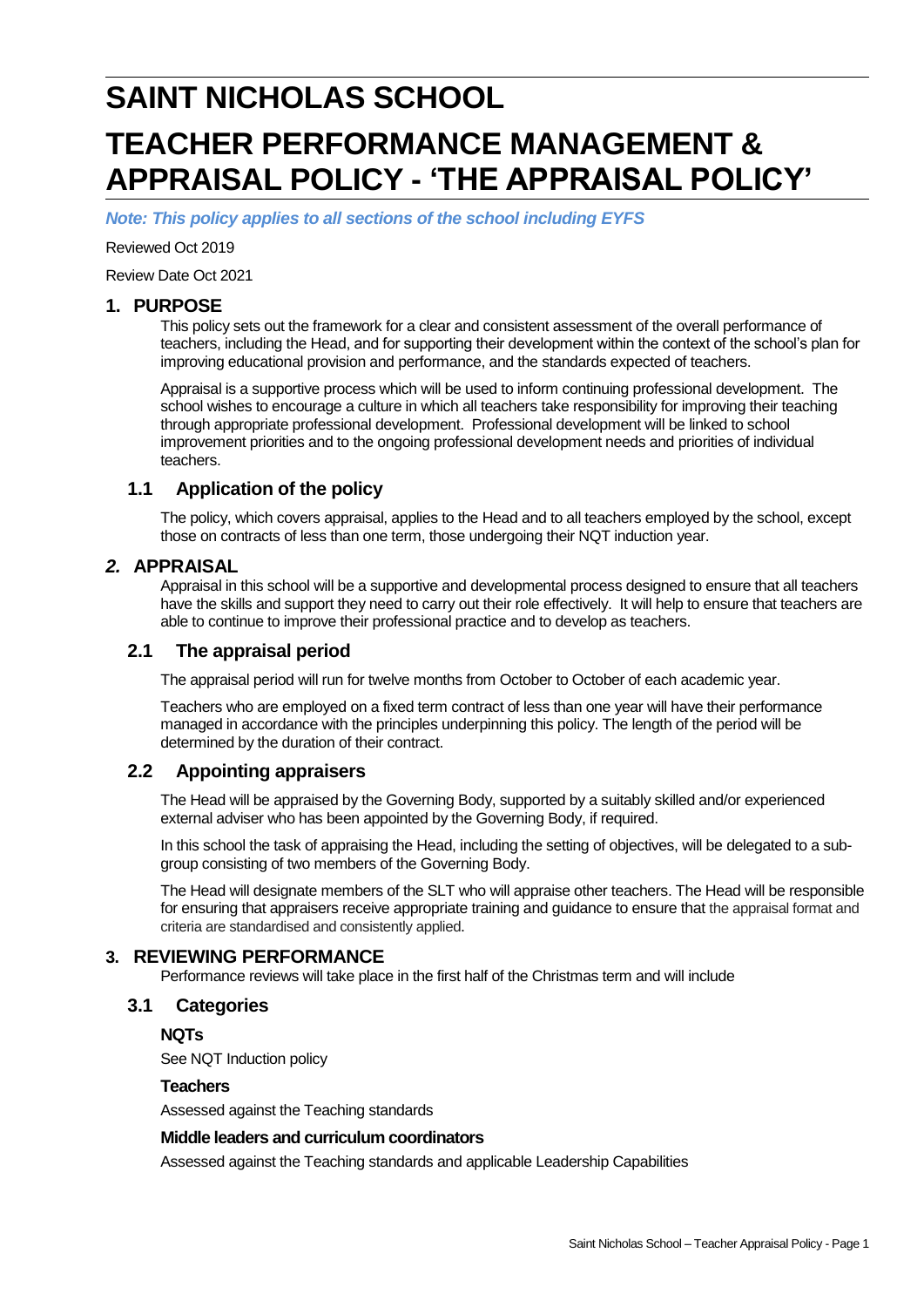# SAINT NICHOLAS SCHOOL

# TEACHER PERFORMANCE MANAGEMENT & APPRAISAL POLICY - 'THE APPRAISAL POLICY'

***Note: This policy applies to all sections of the school including EYFS***

Reviewed Oct 2019

Review Date Oct 2021

## 1. PURPOSE

This policy sets out the framework for a clear and consistent assessment of the overall performance of teachers, including the Head, and for supporting their development within the context of the school's plan for improving educational provision and performance, and the standards expected of teachers.

Appraisal is a supportive process which will be used to inform continuing professional development. The school wishes to encourage a culture in which all teachers take responsibility for improving their teaching through appropriate professional development. Professional development will be linked to school improvement priorities and to the ongoing professional development needs and priorities of individual teachers.

### 1.1 Application of the policy

The policy, which covers appraisal, applies to the Head and to all teachers employed by the school, except those on contracts of less than one term, those undergoing their NQT induction year.

## *2.* APPRAISAL

Appraisal in this school will be a supportive and developmental process designed to ensure that all teachers have the skills and support they need to carry out their role effectively. It will help to ensure that teachers are able to continue to improve their professional practice and to develop as teachers.

### 2.1 The appraisal period

The appraisal period will run for twelve months from October to October of each academic year.

Teachers who are employed on a fixed term contract of less than one year will have their performance managed in accordance with the principles underpinning this policy. The length of the period will be determined by the duration of their contract.

### 2.2 Appointing appraisers

The Head will be appraised by the Governing Body, supported by a suitably skilled and/or experienced external adviser who has been appointed by the Governing Body, if required.

In this school the task of appraising the Head, including the setting of objectives, will be delegated to a sub-group consisting of two members of the Governing Body.

The Head will designate members of the SLT who will appraise other teachers. The Head will be responsible for ensuring that appraisers receive appropriate training and guidance to ensure that the appraisal format and criteria are standardised and consistently applied.

## 3. REVIEWING PERFORMANCE

Performance reviews will take place in the first half of the Christmas term and will include

### 3.1 Categories

**NQTs**

See NQT Induction policy

**Teachers**

Assessed against the Teaching standards

**Middle leaders and curriculum coordinators**

Assessed against the Teaching standards and applicable Leadership Capabilities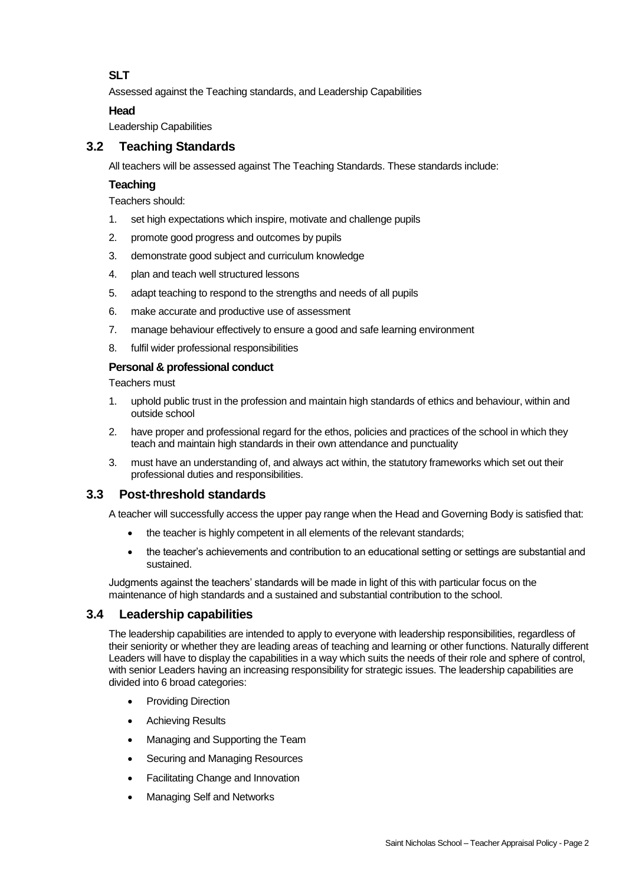**SLT**

Assessed against the Teaching standards, and Leadership Capabilities

**Head**

Leadership Capabilities

## 3.2 Teaching Standards

All teachers will be assessed against The Teaching Standards. These standards include:

**Teaching**

Teachers should:

1. set high expectations which inspire, motivate and challenge pupils
2. promote good progress and outcomes by pupils
3. demonstrate good subject and curriculum knowledge
4. plan and teach well structured lessons
5. adapt teaching to respond to the strengths and needs of all pupils
6. make accurate and productive use of assessment
7. manage behaviour effectively to ensure a good and safe learning environment
8. fulfil wider professional responsibilities

**Personal & professional conduct**

Teachers must

1. uphold public trust in the profession and maintain high standards of ethics and behaviour, within and outside school
2. have proper and professional regard for the ethos, policies and practices of the school in which they teach and maintain high standards in their own attendance and punctuality
3. must have an understanding of, and always act within, the statutory frameworks which set out their professional duties and responsibilities.

## 3.3 Post-threshold standards

A teacher will successfully access the upper pay range when the Head and Governing Body is satisfied that:

- the teacher is highly competent in all elements of the relevant standards;
- the teacher's achievements and contribution to an educational setting or settings are substantial and sustained.

Judgments against the teachers' standards will be made in light of this with particular focus on the maintenance of high standards and a sustained and substantial contribution to the school.

## 3.4 Leadership capabilities

The leadership capabilities are intended to apply to everyone with leadership responsibilities, regardless of their seniority or whether they are leading areas of teaching and learning or other functions. Naturally different Leaders will have to display the capabilities in a way which suits the needs of their role and sphere of control, with senior Leaders having an increasing responsibility for strategic issues. The leadership capabilities are divided into 6 broad categories:

- Providing Direction
- Achieving Results
- Managing and Supporting the Team
- Securing and Managing Resources
- Facilitating Change and Innovation
- Managing Self and Networks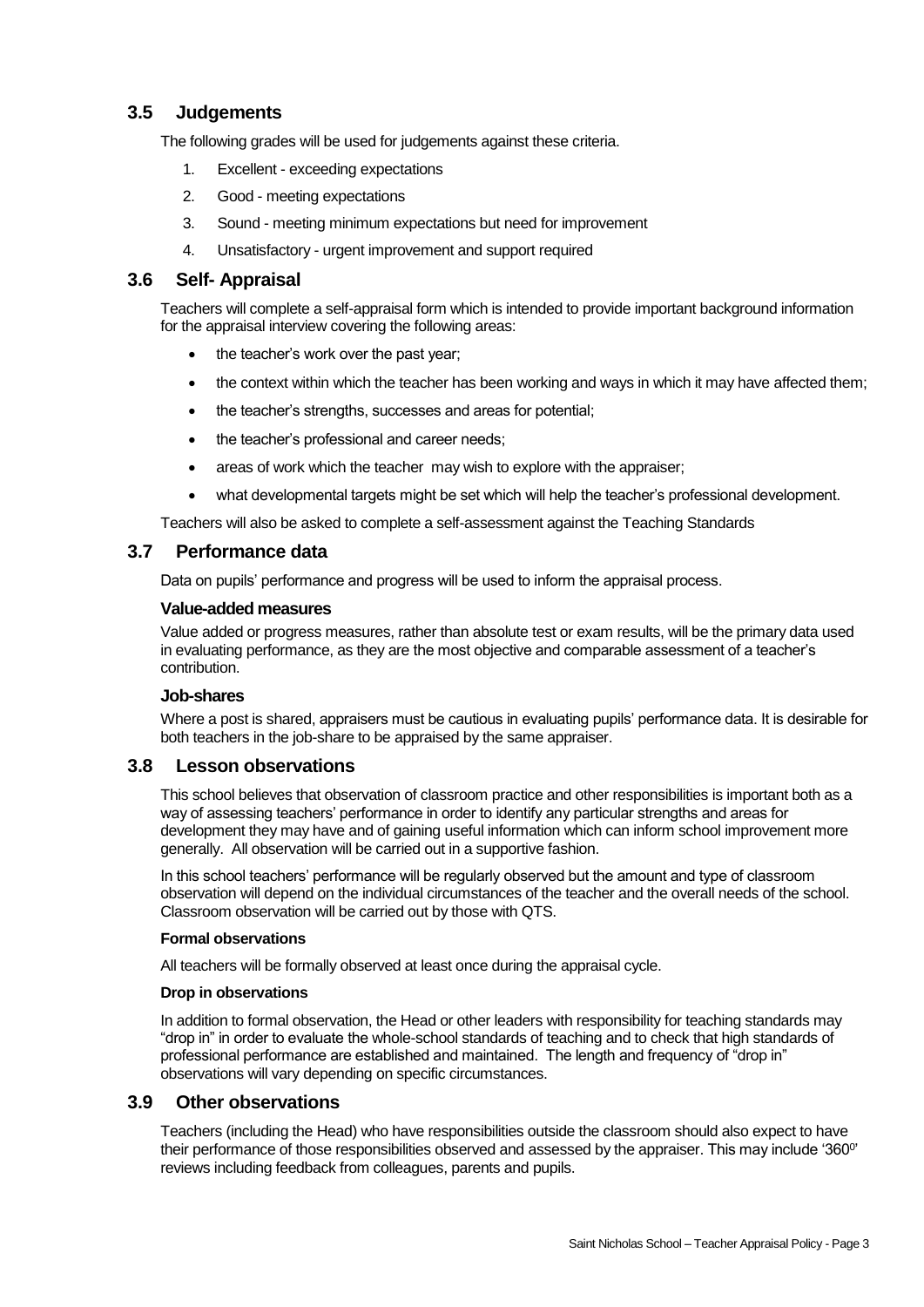## 3.5 Judgements

The following grades will be used for judgements against these criteria.

1. Excellent - exceeding expectations
2. Good - meeting expectations
3. Sound - meeting minimum expectations but need for improvement
4. Unsatisfactory - urgent improvement and support required

## 3.6 Self- Appraisal

Teachers will complete a self-appraisal form which is intended to provide important background information for the appraisal interview covering the following areas:

- the teacher's work over the past year;
- the context within which the teacher has been working and ways in which it may have affected them;
- the teacher's strengths, successes and areas for potential;
- the teacher's professional and career needs;
- areas of work which the teacher may wish to explore with the appraiser;
- what developmental targets might be set which will help the teacher's professional development.

Teachers will also be asked to complete a self-assessment against the Teaching Standards

## 3.7 Performance data

Data on pupils' performance and progress will be used to inform the appraisal process.

### Value-added measures

Value added or progress measures, rather than absolute test or exam results, will be the primary data used in evaluating performance, as they are the most objective and comparable assessment of a teacher's contribution.

### Job-shares

Where a post is shared, appraisers must be cautious in evaluating pupils' performance data. It is desirable for both teachers in the job-share to be appraised by the same appraiser.

## 3.8 Lesson observations

This school believes that observation of classroom practice and other responsibilities is important both as a way of assessing teachers' performance in order to identify any particular strengths and areas for development they may have and of gaining useful information which can inform school improvement more generally. All observation will be carried out in a supportive fashion.

In this school teachers' performance will be regularly observed but the amount and type of classroom observation will depend on the individual circumstances of the teacher and the overall needs of the school. Classroom observation will be carried out by those with QTS.

**Formal observations**

All teachers will be formally observed at least once during the appraisal cycle.

**Drop in observations**

In addition to formal observation, the Head or other leaders with responsibility for teaching standards may "drop in" in order to evaluate the whole-school standards of teaching and to check that high standards of professional performance are established and maintained. The length and frequency of "drop in" observations will vary depending on specific circumstances.

## 3.9 Other observations

Teachers (including the Head) who have responsibilities outside the classroom should also expect to have their performance of those responsibilities observed and assessed by the appraiser. This may include '360$^0$' reviews including feedback from colleagues, parents and pupils.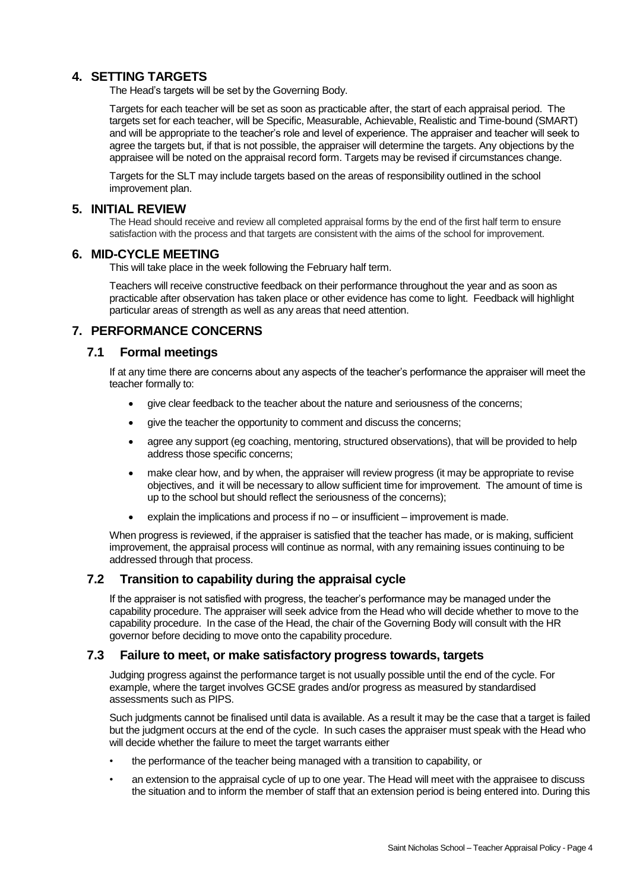## 4. SETTING TARGETS

The Head's targets will be set by the Governing Body.

Targets for each teacher will be set as soon as practicable after, the start of each appraisal period. The targets set for each teacher, will be Specific, Measurable, Achievable, Realistic and Time-bound (SMART) and will be appropriate to the teacher's role and level of experience. The appraiser and teacher will seek to agree the targets but, if that is not possible, the appraiser will determine the targets. Any objections by the appraisee will be noted on the appraisal record form. Targets may be revised if circumstances change.

Targets for the SLT may include targets based on the areas of responsibility outlined in the school improvement plan.

## 5. INITIAL REVIEW

The Head should receive and review all completed appraisal forms by the end of the first half term to ensure satisfaction with the process and that targets are consistent with the aims of the school for improvement.

## 6. MID-CYCLE MEETING

This will take place in the week following the February half term.

Teachers will receive constructive feedback on their performance throughout the year and as soon as practicable after observation has taken place or other evidence has come to light. Feedback will highlight particular areas of strength as well as any areas that need attention.

## 7. PERFORMANCE CONCERNS

### 7.1 Formal meetings

If at any time there are concerns about any aspects of the teacher's performance the appraiser will meet the teacher formally to:

- give clear feedback to the teacher about the nature and seriousness of the concerns;
- give the teacher the opportunity to comment and discuss the concerns;
- agree any support (eg coaching, mentoring, structured observations), that will be provided to help address those specific concerns;
- make clear how, and by when, the appraiser will review progress (it may be appropriate to revise objectives, and it will be necessary to allow sufficient time for improvement. The amount of time is up to the school but should reflect the seriousness of the concerns);
- explain the implications and process if no – or insufficient – improvement is made.

When progress is reviewed, if the appraiser is satisfied that the teacher has made, or is making, sufficient improvement, the appraisal process will continue as normal, with any remaining issues continuing to be addressed through that process.

### 7.2 Transition to capability during the appraisal cycle

If the appraiser is not satisfied with progress, the teacher's performance may be managed under the capability procedure. The appraiser will seek advice from the Head who will decide whether to move to the capability procedure. In the case of the Head, the chair of the Governing Body will consult with the HR governor before deciding to move onto the capability procedure.

### 7.3 Failure to meet, or make satisfactory progress towards, targets

Judging progress against the performance target is not usually possible until the end of the cycle. For example, where the target involves GCSE grades and/or progress as measured by standardised assessments such as PIPS.

Such judgments cannot be finalised until data is available. As a result it may be the case that a target is failed but the judgment occurs at the end of the cycle. In such cases the appraiser must speak with the Head who will decide whether the failure to meet the target warrants either

- the performance of the teacher being managed with a transition to capability, or
- an extension to the appraisal cycle of up to one year. The Head will meet with the appraisee to discuss the situation and to inform the member of staff that an extension period is being entered into. During this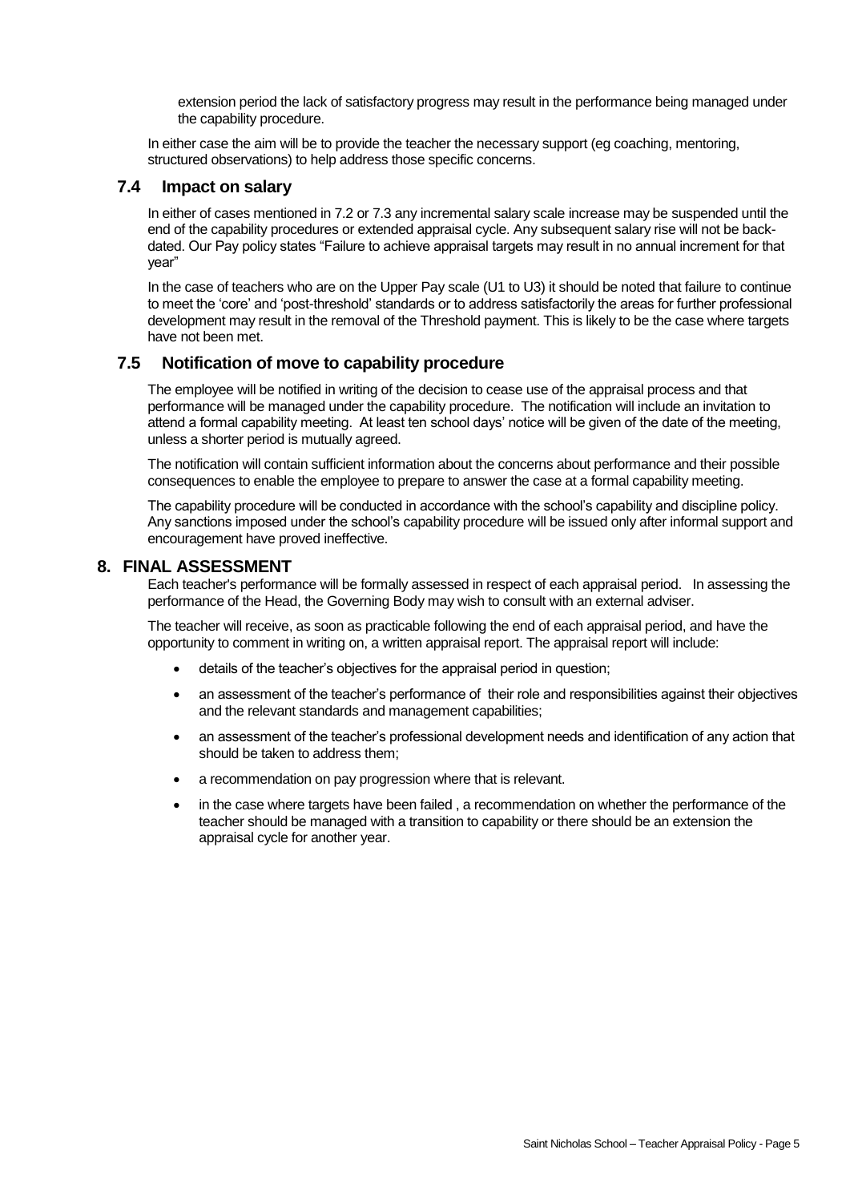extension period the lack of satisfactory progress may result in the performance being managed under the capability procedure.

In either case the aim will be to provide the teacher the necessary support (eg coaching, mentoring, structured observations) to help address those specific concerns.

### 7.4 Impact on salary

In either of cases mentioned in 7.2 or 7.3 any incremental salary scale increase may be suspended until the end of the capability procedures or extended appraisal cycle. Any subsequent salary rise will not be back-dated. Our Pay policy states "Failure to achieve appraisal targets may result in no annual increment for that year"

In the case of teachers who are on the Upper Pay scale (U1 to U3) it should be noted that failure to continue to meet the 'core' and 'post-threshold' standards or to address satisfactorily the areas for further professional development may result in the removal of the Threshold payment. This is likely to be the case where targets have not been met.

### 7.5 Notification of move to capability procedure

The employee will be notified in writing of the decision to cease use of the appraisal process and that performance will be managed under the capability procedure. The notification will include an invitation to attend a formal capability meeting. At least ten school days' notice will be given of the date of the meeting, unless a shorter period is mutually agreed.

The notification will contain sufficient information about the concerns about performance and their possible consequences to enable the employee to prepare to answer the case at a formal capability meeting.

The capability procedure will be conducted in accordance with the school's capability and discipline policy. Any sanctions imposed under the school's capability procedure will be issued only after informal support and encouragement have proved ineffective.

## 8. FINAL ASSESSMENT

Each teacher's performance will be formally assessed in respect of each appraisal period. In assessing the performance of the Head, the Governing Body may wish to consult with an external adviser.

The teacher will receive, as soon as practicable following the end of each appraisal period, and have the opportunity to comment in writing on, a written appraisal report. The appraisal report will include:

- details of the teacher's objectives for the appraisal period in question;
- an assessment of the teacher's performance of their role and responsibilities against their objectives and the relevant standards and management capabilities;
- an assessment of the teacher's professional development needs and identification of any action that should be taken to address them;
- a recommendation on pay progression where that is relevant.
- in the case where targets have been failed , a recommendation on whether the performance of the teacher should be managed with a transition to capability or there should be an extension the appraisal cycle for another year.